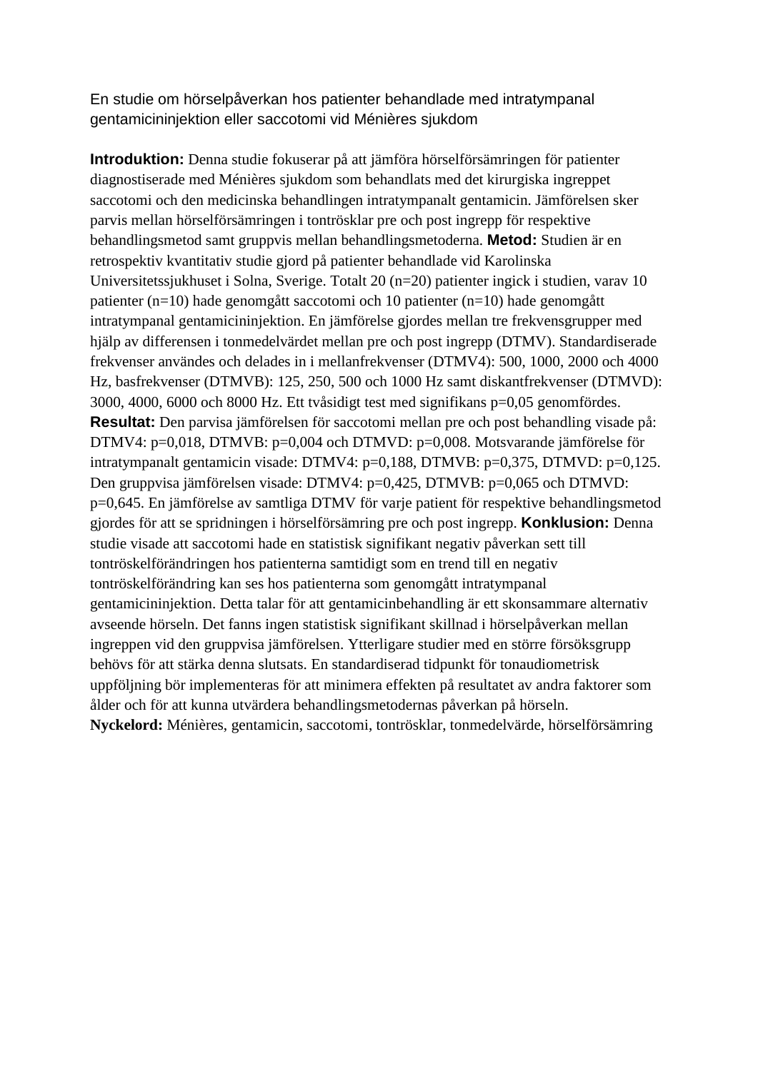# En studie om hörselpåverkan hos patienter behandlade med intratympanal gentamicininjektion eller saccotomi vid Ménières sjukdom

**Introduktion:** Denna studie fokuserar på att jämföra hörselförsämringen för patienter diagnostiserade med Ménières sjukdom som behandlats med det kirurgiska ingreppet saccotomi och den medicinska behandlingen intratympanalt gentamicin. Jämförelsen sker parvis mellan hörselförsämringen i tontrösklar pre och post ingrepp för respektive behandlingsmetod samt gruppvis mellan behandlingsmetoderna. **Metod:** Studien är en retrospektiv kvantitativ studie gjord på patienter behandlade vid Karolinska Universitetssjukhuset i Solna, Sverige. Totalt 20 (n=20) patienter ingick i studien, varav 10 patienter (n=10) hade genomgått saccotomi och 10 patienter (n=10) hade genomgått intratympanal gentamicininjektion. En jämförelse gjordes mellan tre frekvensgrupper med hjälp av differensen i tonmedelvärdet mellan pre och post ingrepp (DTMV). Standardiserade frekvenser användes och delades in i mellanfrekvenser (DTMV4): 500, 1000, 2000 och 4000 Hz, basfrekvenser (DTMVB): 125, 250, 500 och 1000 Hz samt diskantfrekvenser (DTMVD): 3000, 4000, 6000 och 8000 Hz. Ett tvåsidigt test med signifikans p=0,05 genomfördes. **Resultat:** Den parvisa jämförelsen för saccotomi mellan pre och post behandling visade på: DTMV4: p=0,018, DTMVB: p=0,004 och DTMVD: p=0,008. Motsvarande jämförelse för intratympanalt gentamicin visade: DTMV4: p=0,188, DTMVB: p=0,375, DTMVD: p=0,125. Den gruppvisa jämförelsen visade: DTMV4: p=0,425, DTMVB: p=0,065 och DTMVD: p=0,645. En jämförelse av samtliga DTMV för varje patient för respektive behandlingsmetod gjordes för att se spridningen i hörselförsämring pre och post ingrepp. **Konklusion:** Denna studie visade att saccotomi hade en statistisk signifikant negativ påverkan sett till tontröskelförändringen hos patienterna samtidigt som en trend till en negativ tontröskelförändring kan ses hos patienterna som genomgått intratympanal gentamicininjektion. Detta talar för att gentamicinbehandling är ett skonsammare alternativ avseende hörseln. Det fanns ingen statistisk signifikant skillnad i hörselpåverkan mellan ingreppen vid den gruppvisa jämförelsen. Ytterligare studier med en större försöksgrupp behövs för att stärka denna slutsats. En standardiserad tidpunkt för tonaudiometrisk uppföljning bör implementeras för att minimera effekten på resultatet av andra faktorer som ålder och för att kunna utvärdera behandlingsmetodernas påverkan på hörseln.

**Nyckelord:** Ménières, gentamicin, saccotomi, tontrösklar, tonmedelvärde, hörselförsämring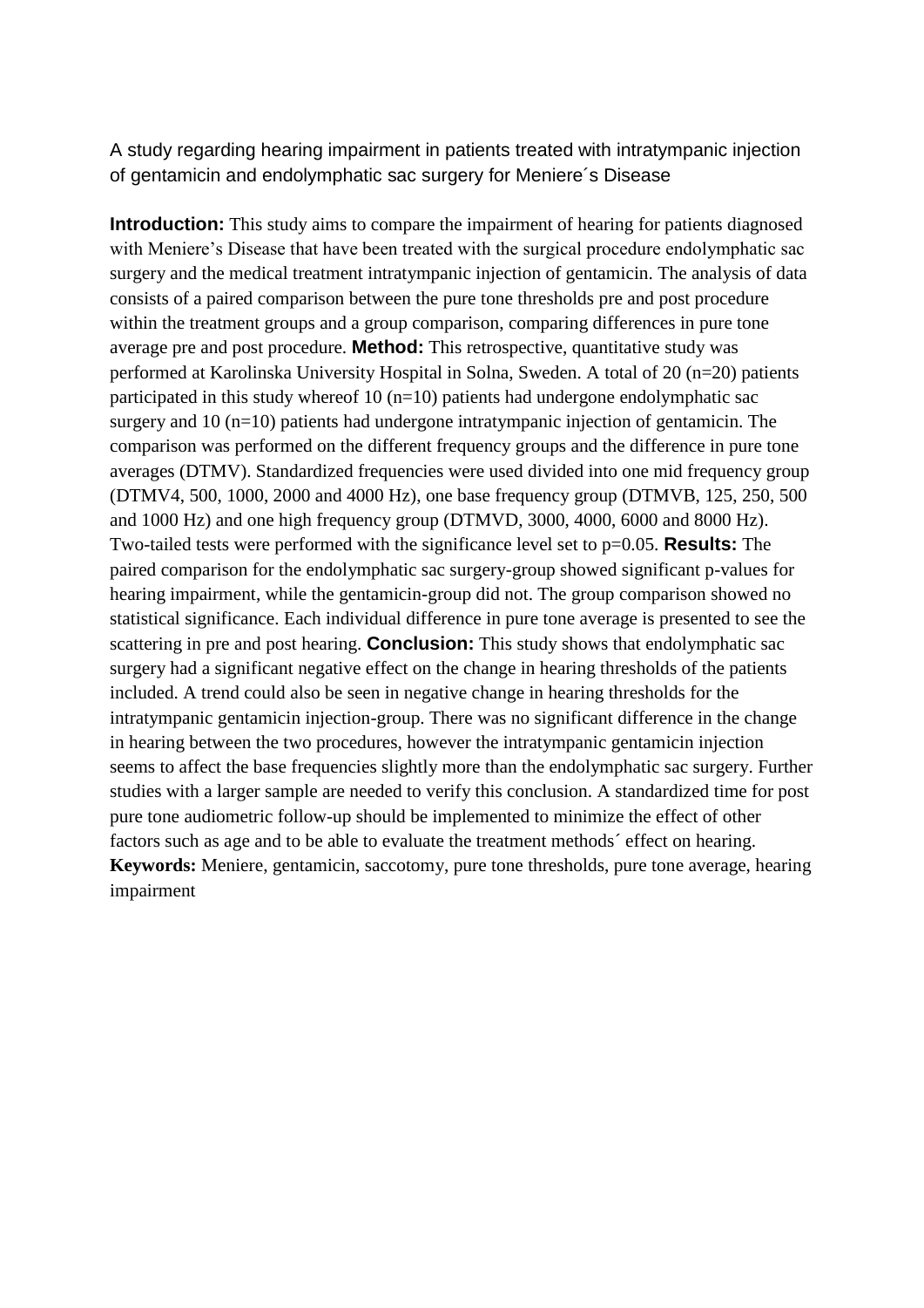A study regarding hearing impairment in patients treated with intratympanic injection of gentamicin and endolymphatic sac surgery for Meniere´s Disease

**Introduction:** This study aims to compare the impairment of hearing for patients diagnosed with Meniere's Disease that have been treated with the surgical procedure endolymphatic sac surgery and the medical treatment intratympanic injection of gentamicin. The analysis of data consists of a paired comparison between the pure tone thresholds pre and post procedure within the treatment groups and a group comparison, comparing differences in pure tone average pre and post procedure. **Method:** This retrospective, quantitative study was performed at Karolinska University Hospital in Solna, Sweden. A total of 20 (n=20) patients participated in this study whereof 10 (n=10) patients had undergone endolymphatic sac surgery and 10 (n=10) patients had undergone intratympanic injection of gentamicin. The comparison was performed on the different frequency groups and the difference in pure tone averages (DTMV). Standardized frequencies were used divided into one mid frequency group (DTMV4, 500, 1000, 2000 and 4000 Hz), one base frequency group (DTMVB, 125, 250, 500 and 1000 Hz) and one high frequency group (DTMVD, 3000, 4000, 6000 and 8000 Hz). Two-tailed tests were performed with the significance level set to p=0.05. **Results:** The paired comparison for the endolymphatic sac surgery-group showed significant p-values for hearing impairment, while the gentamicin-group did not. The group comparison showed no statistical significance. Each individual difference in pure tone average is presented to see the scattering in pre and post hearing. **Conclusion:** This study shows that endolymphatic sac surgery had a significant negative effect on the change in hearing thresholds of the patients included. A trend could also be seen in negative change in hearing thresholds for the intratympanic gentamicin injection-group. There was no significant difference in the change in hearing between the two procedures, however the intratympanic gentamicin injection seems to affect the base frequencies slightly more than the endolymphatic sac surgery. Further studies with a larger sample are needed to verify this conclusion. A standardized time for post pure tone audiometric follow-up should be implemented to minimize the effect of other factors such as age and to be able to evaluate the treatment methods´ effect on hearing.

**Keywords:** Meniere, gentamicin, saccotomy, pure tone thresholds, pure tone average, hearing impairment